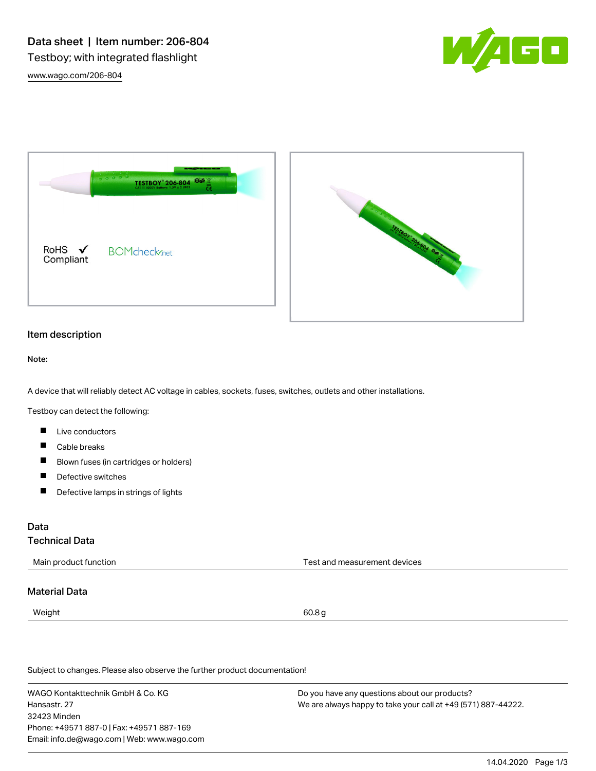# Data sheet | Item number: 206-804

Testboy; with integrated flashlight

www.wago.com/206-804

RoHS ✓ Compliant

BOMcheck.net

## Item description

**Note:**

A device that will reliably detect AC voltage in cables, sockets, fuses, switches, outlets and other installations.

Testboy can detect the following:

- Live conductors
- Cable breaks
- Blown fuses (in cartridges or holders)
- Defective switches
- Defective lamps in strings of lights

## Data

### Technical Data

| | |
|---|---|
| Main product function | Test and measurement devices |

### Material Data

| | |
|---|---|
| Weight | 60.8 g |

Subject to changes. Please also observe the further product documentation!

WAGO Kontakttechnik GmbH & Co. KG
Hansastr. 27
32423 Minden
Phone: +49571 887-0 | Fax: +49571 887-169
Email: info.de@wago.com | Web: www.wago.com

Do you have any questions about our products?
We are always happy to take your call at +49 (571) 887-44222.

14.04.2020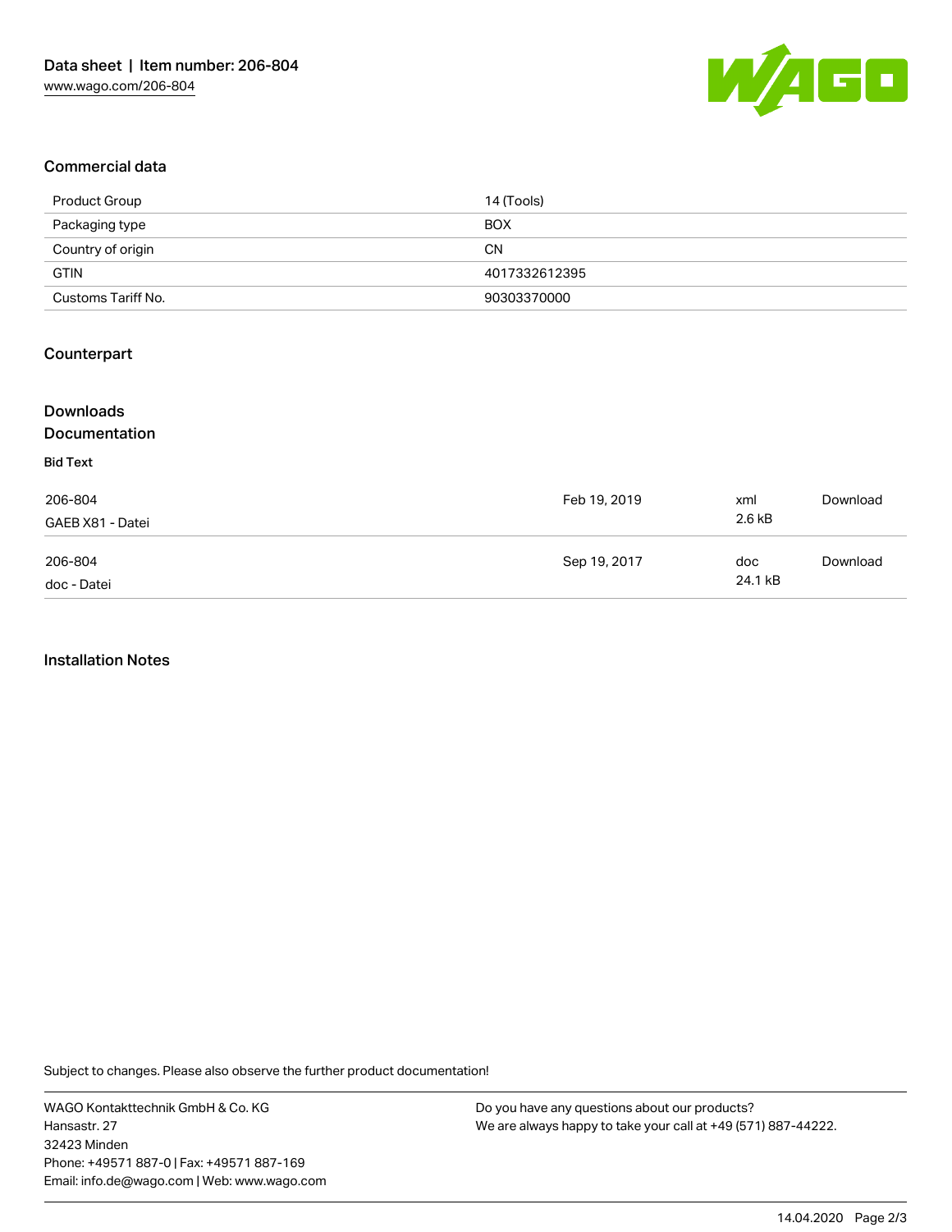## Commercial data

| Product Group | 14 (Tools) |
|---|---|
| Packaging type | BOX |
| Country of origin | CN |
| GTIN | 4017332612395 |
| Customs Tariff No. | 90303370000 |

## Counterpart

## Downloads
## Documentation

**Bid Text**

| | | | |
|---|---|---|---|
| 206-804<br>GAEB X81 - Datei | Feb 19, 2019 | xml<br>2.6 kB | Download |
| 206-804<br>doc - Datei | Sep 19, 2017 | doc<br>24.1 kB | Download |

## Installation Notes

Subject to changes. Please also observe the further product documentation!

WAGO Kontakttechnik GmbH & Co. KG
Hansastr. 27
32423 Minden
Phone: +49571 887-0 | Fax: +49571 887-169
Email: info.de@wago.com | Web: www.wago.com

Do you have any questions about our products?
We are always happy to take your call at +49 (571) 887-44222.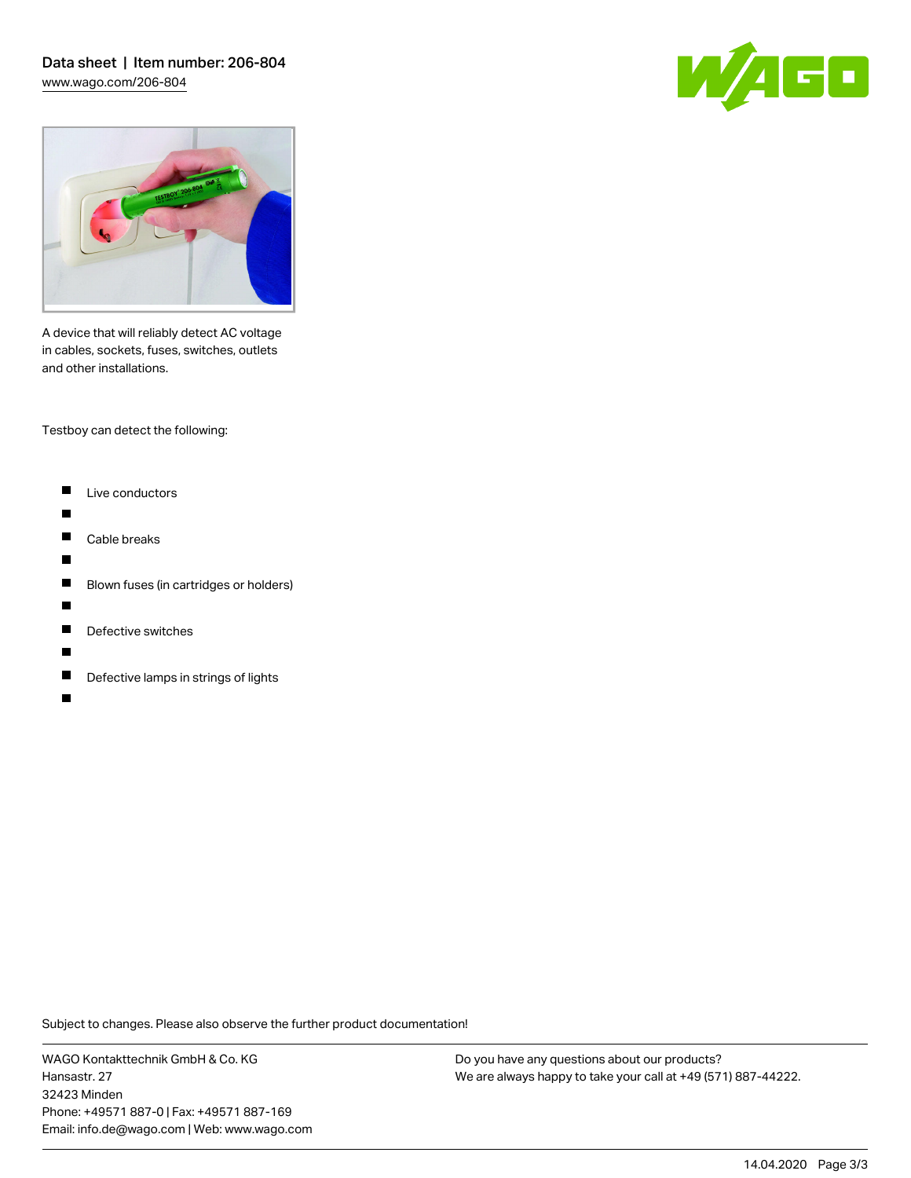Data sheet | Item number: 206-804
www.wago.com/206-804

A device that will reliably detect AC voltage in cables, sockets, fuses, switches, outlets and other installations.

Testboy can detect the following:

- Live conductors
- Cable breaks
- Blown fuses (in cartridges or holders)
- Defective switches
- Defective lamps in strings of lights

Subject to changes. Please also observe the further product documentation!

WAGO Kontakttechnik GmbH & Co. KG
Hansastr. 27
32423 Minden
Phone: +49571 887-0 | Fax: +49571 887-169
Email: info.de@wago.com | Web: www.wago.com

Do you have any questions about our products?
We are always happy to take your call at +49 (571) 887-44222.

14.04.2020